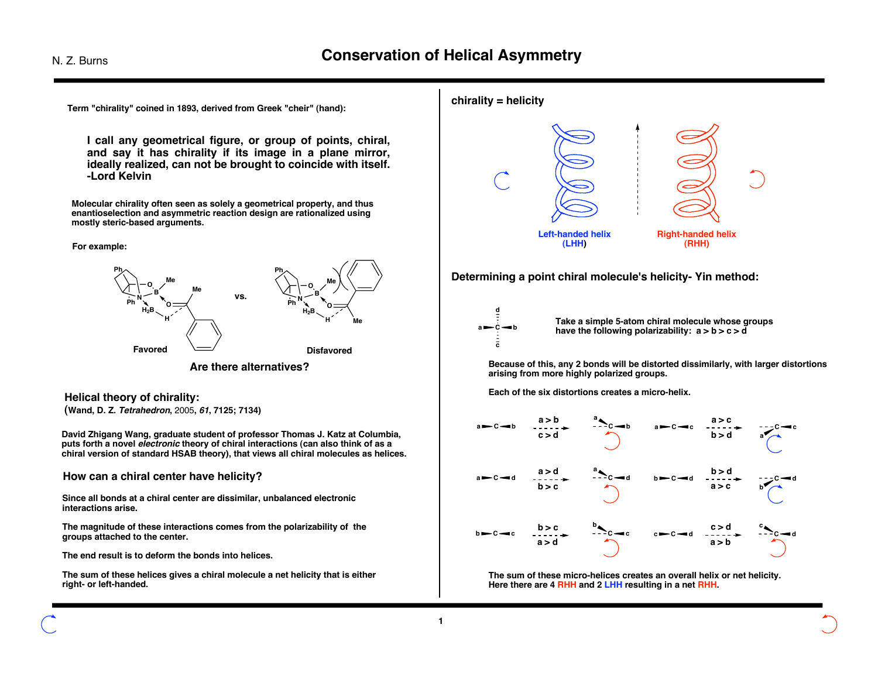# Conservation of Helical Asymmetry

Term "chirality" coined in 1893, derived from Greek "cheir" (hand):

> **I call any geometrical figure, or group of points, chiral, and say it has chirality if its image in a plane mirror, ideally realized, can not be brought to coincide with itself. -Lord Kelvin**

Molecular chirality often seen as solely a geometrical property, and thus enantioselection and asymmetric reaction design are rationalized using mostly steric-based arguments.

For example:

Favored vs. Disfavored

**Are there alternatives?**

## Helical theory of chirality:

(Wand, D. Z. *Tetrahedron*, 2005, ***61***, 7125; 7134)

David Zhigang Wang, graduate student of professor Thomas J. Katz at Columbia, puts forth a novel *electronic* theory of chiral interactions (can also think of as a chiral version of standard HSAB theory), that views all chiral molecules as helices.

## How can a chiral center have helicity?

Since all bonds at a chiral center are dissimilar, unbalanced electronic interactions arise.

The magnitude of these interactions comes from the polarizability of the groups attached to the center.

The end result is to deform the bonds into helices.

The sum of these helices gives a chiral molecule a net helicity that is either right- or left-handed.

## chirality = helicity

Left-handed helix (LHH) — Right-handed helix (RHH)

## Determining a point chiral molecule's helicity- Yin method:

Take a simple 5-atom chiral molecule whose groups have the following polarizability: $a > b > c > d$

Because of this, any 2 bonds will be distorted dissimilarly, with larger distortions arising from more highly polarized groups.

Each of the six distortions creates a micro-helix.

- a–C–b: $a > b$, $c > d$
- a–C–c: $a > c$, $b > d$
- a–C–d: $a > d$, $b > c$
- b–C–d: $b > d$, $a > c$
- b–C–c: $b > c$, $a > d$
- c–C–d: $c > d$, $a > b$

The sum of these micro-helices creates an overall helix or net helicity. Here there are 4 RHH and 2 LHH resulting in a net RHH.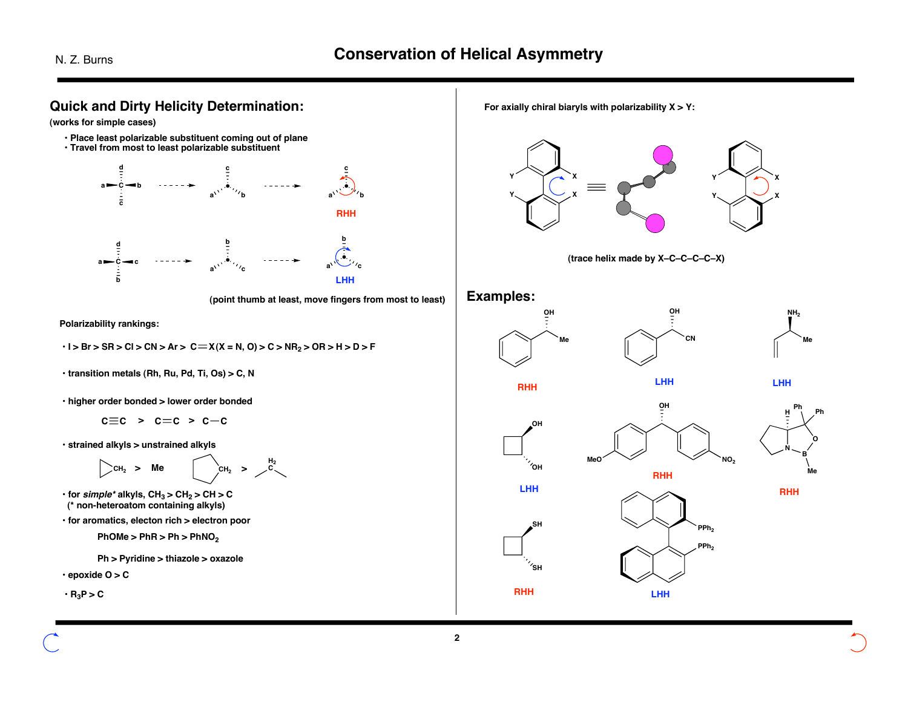## Quick and Dirty Helicity Determination:

**(works for simple cases)**

- Place least polarizable substituent coming out of plane
- Travel from most to least polarizable substituent

RHH

LHH

(point thumb at least, move fingers from most to least)

**Polarizability rankings:**

- I > Br > SR > Cl > CN > Ar > C=X (X = N, O) > C > $NR_2$ > OR > H > D > F
- transition metals (Rh, Ru, Pd, Ti, Os) > C, N
- higher order bonded > lower order bonded

  C≡C > C=C > C–C

- strained alkyls > unstrained alkyls

  $CH_2$ (cyclopropyl) > Me; $CH_2$ (cyclopentyl) > $H_2C$ (ethyl)

- for *simple\** alkyls, $CH_3$ > $CH_2$ > CH > C
  (\* non-heteroatom containing alkyls)
- for aromatics, electon rich > electron poor

  PhOMe > PhR > Ph > $PhNO_2$

  Ph > Pyridine > thiazole > oxazole

- epoxide O > C
- $R_3P$ > C

**For axially chiral biaryls with polarizability X > Y:**

(trace helix made by X–C–C–C–C–X)

## Examples:

RHH — LHH — LHH

LHH — RHH — RHH

RHH — LHH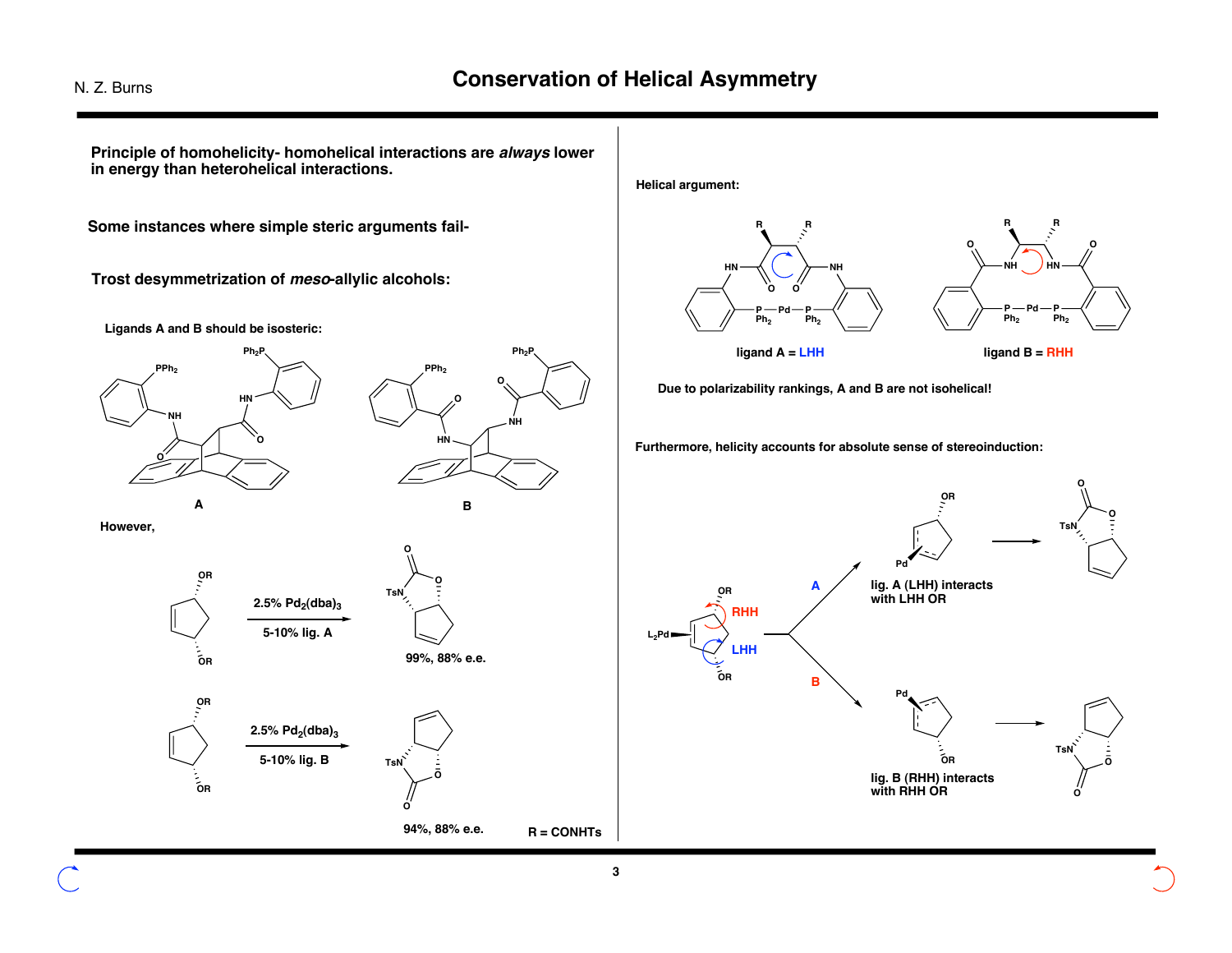# Conservation of Helical Asymmetry

**Principle of homohelicity- homohelical interactions are *always* lower in energy than heterohelical interactions.**

**Some instances where simple steric arguments fail-**

**Trost desymmetrization of *meso*-allylic alcohols:**

**Ligands A and B should be isosteric:**

A

B

**However,**

2.5% $Pd_2(dba)_3$
5-10% lig. A

99%, 88% e.e.

2.5% $Pd_2(dba)_3$
5-10% lig. B

94%, 88% e.e.

R = CONHTs

**Helical argument:**

ligand A = LHH

ligand B = RHH

**Due to polarizability rankings, A and B are not isohelical!**

**Furthermore, helicity accounts for absolute sense of stereoinduction:**

RHH

LHH

A

B

lig. A (LHH) interacts with LHH OR

lig. B (RHH) interacts with RHH OR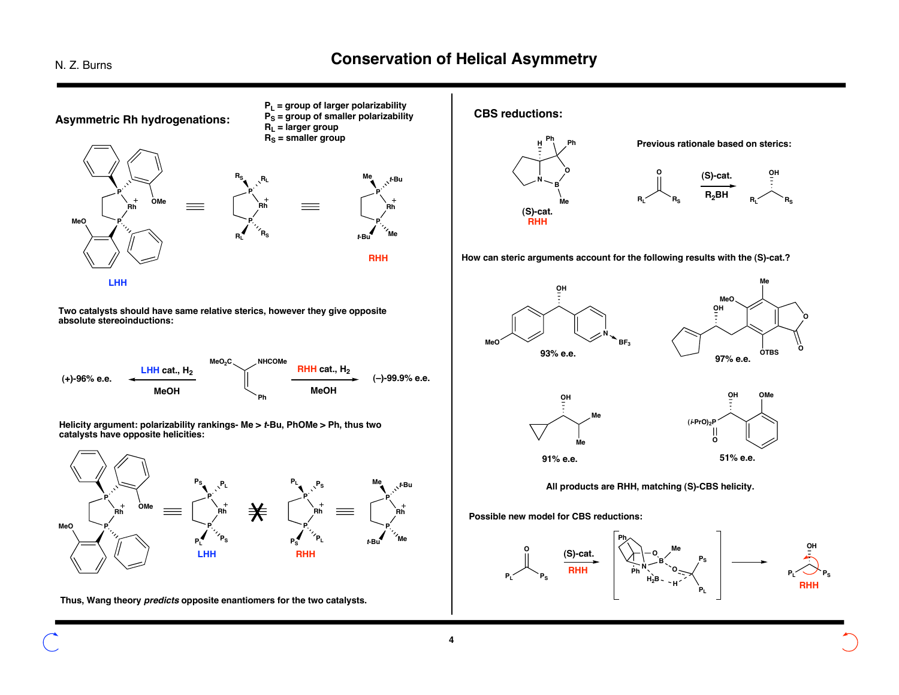# Conservation of Helical Asymmetry

## Asymmetric Rh hydrogenations:

$P_L$ = group of larger polarizability
$P_S$ = group of smaller polarizability
$R_L$ = larger group
$R_S$ = smaller group

LHH

RHH

Two catalysts should have same relative sterics, however they give opposite absolute stereoinductions:

(+)-96% e.e. ← LHH cat., $H_2$, MeOH — $MeO_2C$ / NHCOMe / Ph — RHH cat., $H_2$, MeOH → (–)-99.9% e.e.

Helicity argument: polarizability rankings- Me > *t*-Bu, PhOMe > Ph, thus two catalysts have opposite helicities:

LHH ✗ RHH

Thus, Wang theory *predicts* opposite enantiomers for the two catalysts.

## CBS reductions:

(S)-cat.
RHH

Previous rationale based on sterics:

$R_L$C(O)$R_S$ → (S)-cat., $R_2BH$ → $R_L$CH(OH)$R_S$

How can steric arguments account for the following results with the (S)-cat.?

93% e.e.

97% e.e.

91% e.e.

51% e.e.

All products are RHH, matching (S)-CBS helicity.

Possible new model for CBS reductions:

$P_L$C(O)$P_S$ → (S)-cat. RHH → → $P_L$CH(OH)$P_S$ RHH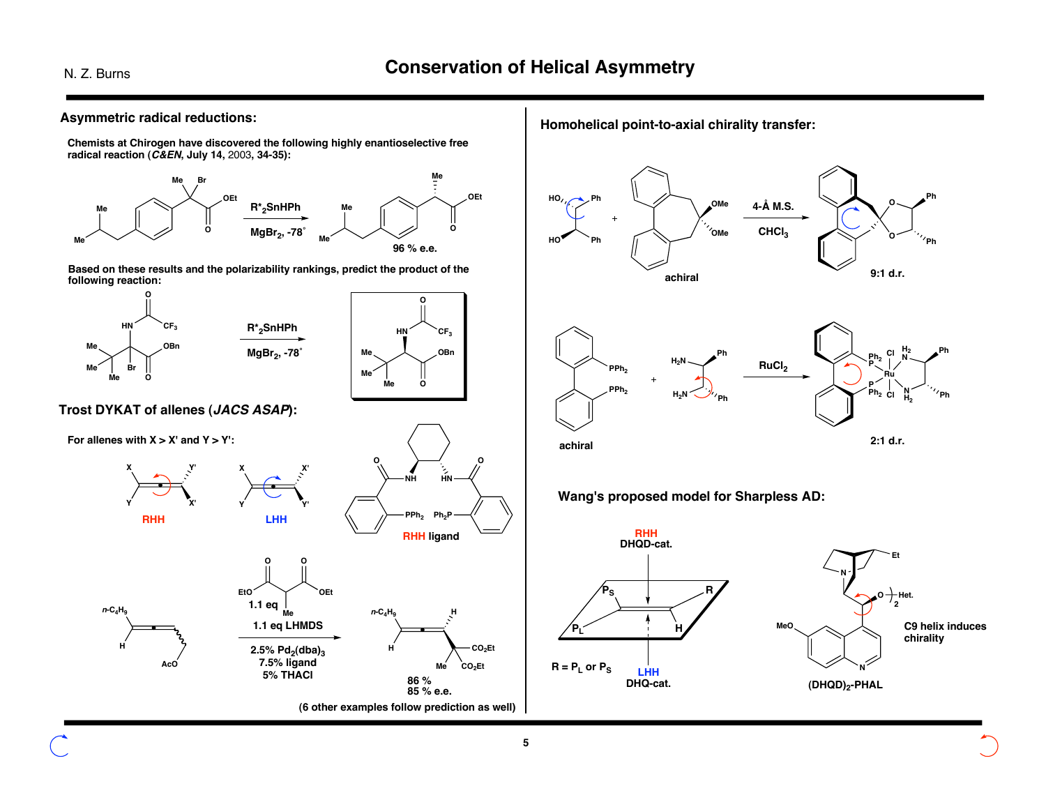# Conservation of Helical Asymmetry

## Asymmetric radical reductions:

**Chemists at Chirogen have discovered the following highly enantioselective free radical reaction (*C&EN*, July 14, 2003, 34-35):**

$R^*_2SnHPh$

$MgBr_2$, -78˚

96 % e.e.

**Based on these results and the polarizability rankings, predict the product of the following reaction:**

$R^*_2SnHPh$

$MgBr_2$, -78˚

## Trost DYKAT of allenes (*JACS ASAP*):

**For allenes with X > X' and Y > Y':**

RHH

LHH

RHH ligand

1.1 eq

1.1 eq LHMDS

2.5% $Pd_2(dba)_3$

7.5% ligand

5% THACl

86 %

85 % e.e.

(6 other examples follow prediction as well)

## Homohelical point-to-axial chirality transfer:

achiral

4-Å M.S.

$CHCl_3$

9:1 d.r.

achiral

$RuCl_2$

2:1 d.r.

## Wang's proposed model for Sharpless AD:

RHH

DHQD-cat.

LHH

DHQ-cat.

R = $P_L$ or $P_S$

C9 helix induces chirality

$(DHQD)_2$-PHAL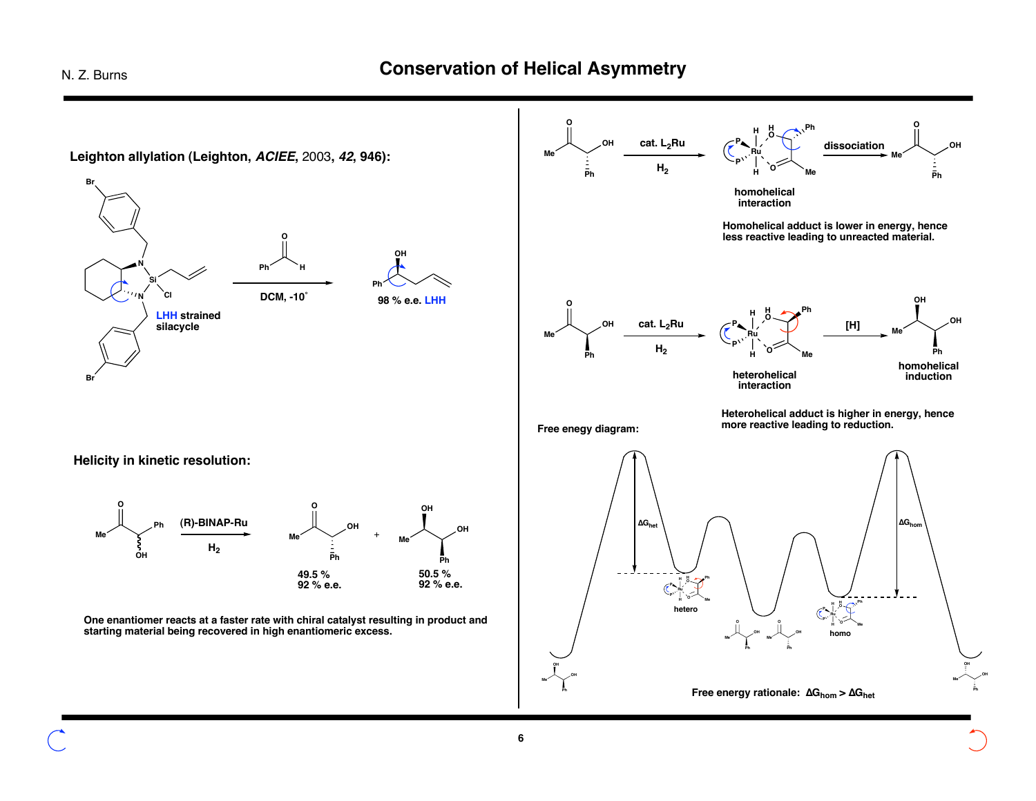# Conservation of Helical Asymmetry

**Leighton allylation (Leighton, *ACIEE*, 2003, *42*, 946):**

LHH strained silacycle

Ph–CHO, DCM, -10°

98 % e.e. LHH

**Helicity in kinetic resolution:**

(R)-BINAP-Ru, $H_2$

49.5 %
92 % e.e.

50.5 %
92 % e.e.

One enantiomer reacts at a faster rate with chiral catalyst resulting in product and starting material being recovered in high enantiomeric excess.

cat. $L_2Ru$, $H_2$ → homohelical interaction → dissociation

Homohelical adduct is lower in energy, hence less reactive leading to unreacted material.

cat. $L_2Ru$, $H_2$ → heterohelical interaction → [H] → homohelical induction

Heterohelical adduct is higher in energy, hence more reactive leading to reduction.

Free enegy diagram:

$\Delta G_{het}$

$\Delta G_{hom}$

hetero

homo

Free energy rationale: $\Delta G_{hom} > \Delta G_{het}$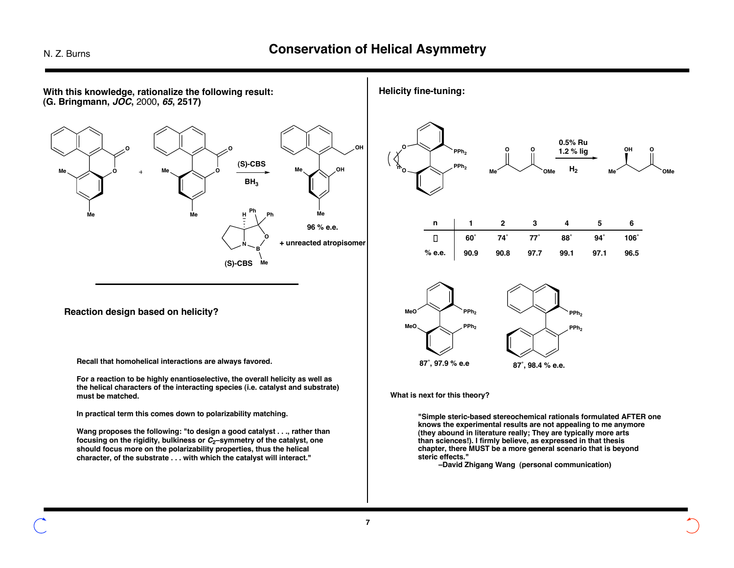# Conservation of Helical Asymmetry

**With this knowledge, rationalize the following result:**
**(G. Bringmann, *JOC*, 2000, *65*, 2517)**

(S)-CBS, $BH_3$

96 % e.e.

+ unreacted atropisomer

(S)-CBS

## Reaction design based on helicity?

**Recall that homohelical interactions are always favored.**

**For a reaction to be highly enantioselective, the overall helicity as well as the helical characters of the interacting species (i.e. catalyst and substrate) must be matched.**

**In practical term this comes down to polarizability matching.**

**Wang proposes the following: "to design a good catalyst . . ., rather than focusing on the rigidity, bulkiness or $C_2$–symmetry of the catalyst, one should focus more on the polarizability properties, thus the helical character, of the substrate . . . with which the catalyst will interact."**

## Helicity fine-tuning:

0.5% Ru, 1.2 % lig, $H_2$

| n | 1 | 2 | 3 | 4 | 5 | 6 |
|---|---|---|---|---|---|---|
| θ | 60° | 74° | 77° | 88° | 94° | 106° |
| % e.e. | 90.9 | 90.8 | 97.7 | 99.1 | 97.1 | 96.5 |

87°, 97.9 % e.e

87°, 98.4 % e.e.

**What is next for this theory?**

**"Simple steric-based stereochemical rationals formulated AFTER one knows the experimental results are not appealing to me anymore (they abound in literature really; They are typically more arts than sciences!). I firmly believe, as expressed in that thesis chapter, there MUST be a more general scenario that is beyond steric effects."**
**–David Zhigang Wang (personal communication)**